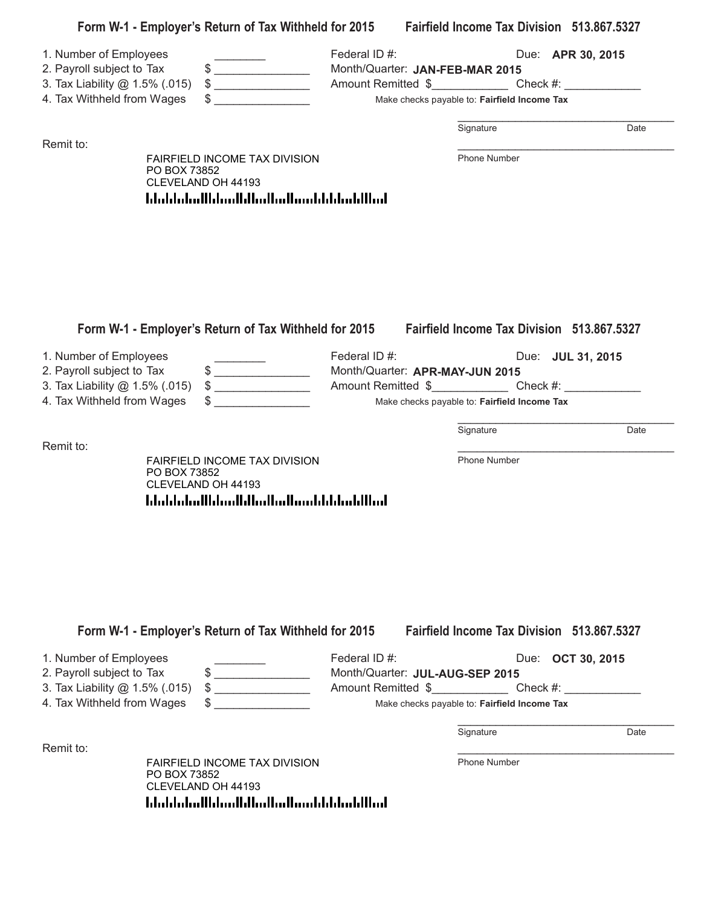## Form W-1 - Employer's Return of Tax Withheld for 2015 Fairfield Income Tax Division 513.867.5327

1. Number of Employees ________
2. Payroll subject to Tax $ _______________
3. Tax Liability @ 1.5% (.015) $ _______________
4. Tax Withheld from Wages $ _______________

Federal ID #: Due: **APR 30, 2015**

Month/Quarter: **JAN-FEB-MAR 2015**

Amount Remitted $____________ Check #: ____________

Make checks payable to: **Fairfield Income Tax**

____________________________________
Signature Date

____________________________________
Phone Number

Remit to:

FAIRFIELD INCOME TAX DIVISION
PO BOX 73852
CLEVELAND OH 44193

## Form W-1 - Employer's Return of Tax Withheld for 2015 Fairfield Income Tax Division 513.867.5327

1. Number of Employees ________
2. Payroll subject to Tax $ _______________
3. Tax Liability @ 1.5% (.015) $ _______________
4. Tax Withheld from Wages $ _______________

Federal ID #: Due: **JUL 31, 2015**

Month/Quarter: **APR-MAY-JUN 2015**

Amount Remitted $____________ Check #: ____________

Make checks payable to: **Fairfield Income Tax**

____________________________________
Signature Date

____________________________________
Phone Number

Remit to:

FAIRFIELD INCOME TAX DIVISION
PO BOX 73852
CLEVELAND OH 44193

## Form W-1 - Employer's Return of Tax Withheld for 2015 Fairfield Income Tax Division 513.867.5327

1. Number of Employees ________
2. Payroll subject to Tax $ _______________
3. Tax Liability @ 1.5% (.015) $ _______________
4. Tax Withheld from Wages $ _______________

Federal ID #: Due: **OCT 30, 2015**

Month/Quarter: **JUL-AUG-SEP 2015**

Amount Remitted $____________ Check #: ____________

Make checks payable to: **Fairfield Income Tax**

____________________________________
Signature Date

____________________________________
Phone Number

Remit to:

FAIRFIELD INCOME TAX DIVISION
PO BOX 73852
CLEVELAND OH 44193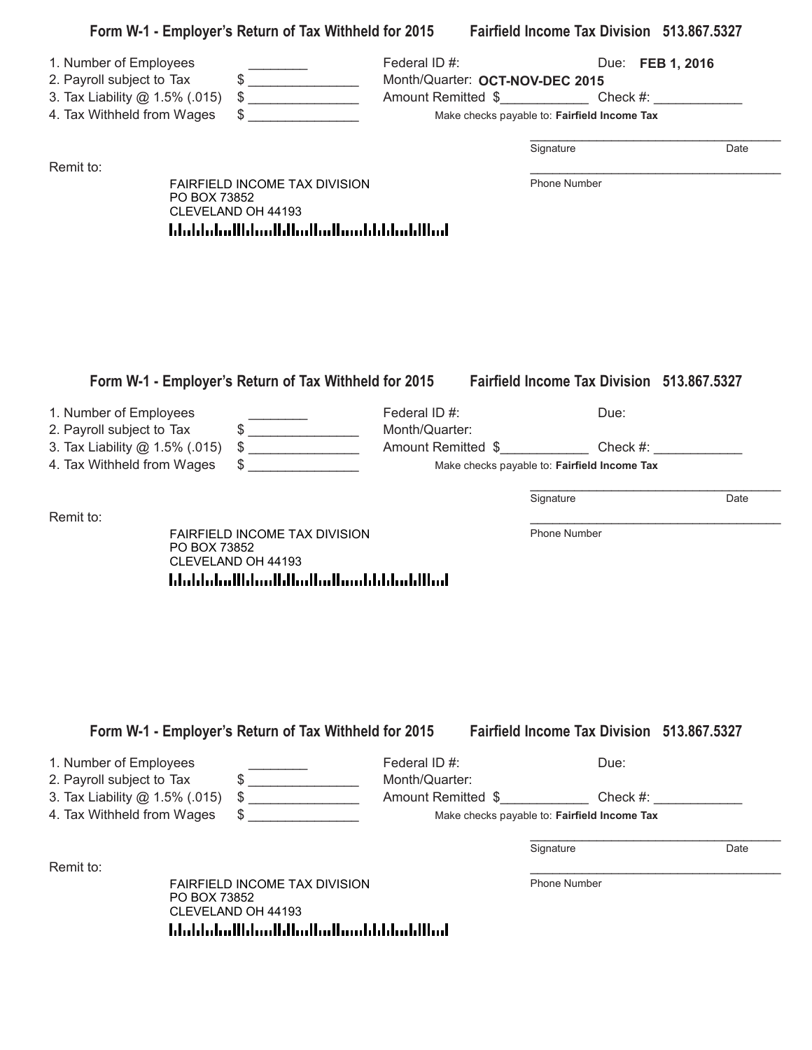## Form W-1 - Employer's Return of Tax Withheld for 2015 Fairfield Income Tax Division 513.867.5327

1. Number of Employees ________
2. Payroll subject to Tax $ _______________
3. Tax Liability @ 1.5% (.015) $ _______________
4. Tax Withheld from Wages $ _______________

Federal ID #:

Due: **FEB 1, 2016**

Month/Quarter: **OCT-NOV-DEC 2015**

Amount Remitted $____________ Check #: ____________

Make checks payable to: **Fairfield Income Tax**

____________________________________
Signature Date

____________________________________
Phone Number

Remit to:

FAIRFIELD INCOME TAX DIVISION
PO BOX 73852
CLEVELAND OH 44193

## Form W-1 - Employer's Return of Tax Withheld for 2015 Fairfield Income Tax Division 513.867.5327

1. Number of Employees ________
2. Payroll subject to Tax $ _______________
3. Tax Liability @ 1.5% (.015) $ _______________
4. Tax Withheld from Wages $ _______________

Federal ID #:

Due:

Month/Quarter:

Amount Remitted $____________ Check #: ____________

Make checks payable to: **Fairfield Income Tax**

____________________________________
Signature Date

____________________________________
Phone Number

Remit to:

FAIRFIELD INCOME TAX DIVISION
PO BOX 73852
CLEVELAND OH 44193

## Form W-1 - Employer's Return of Tax Withheld for 2015 Fairfield Income Tax Division 513.867.5327

1. Number of Employees ________
2. Payroll subject to Tax $ _______________
3. Tax Liability @ 1.5% (.015) $ _______________
4. Tax Withheld from Wages $ _______________

Federal ID #:

Due:

Month/Quarter:

Amount Remitted $____________ Check #: ____________

Make checks payable to: **Fairfield Income Tax**

____________________________________
Signature Date

____________________________________
Phone Number

Remit to:

FAIRFIELD INCOME TAX DIVISION
PO BOX 73852
CLEVELAND OH 44193